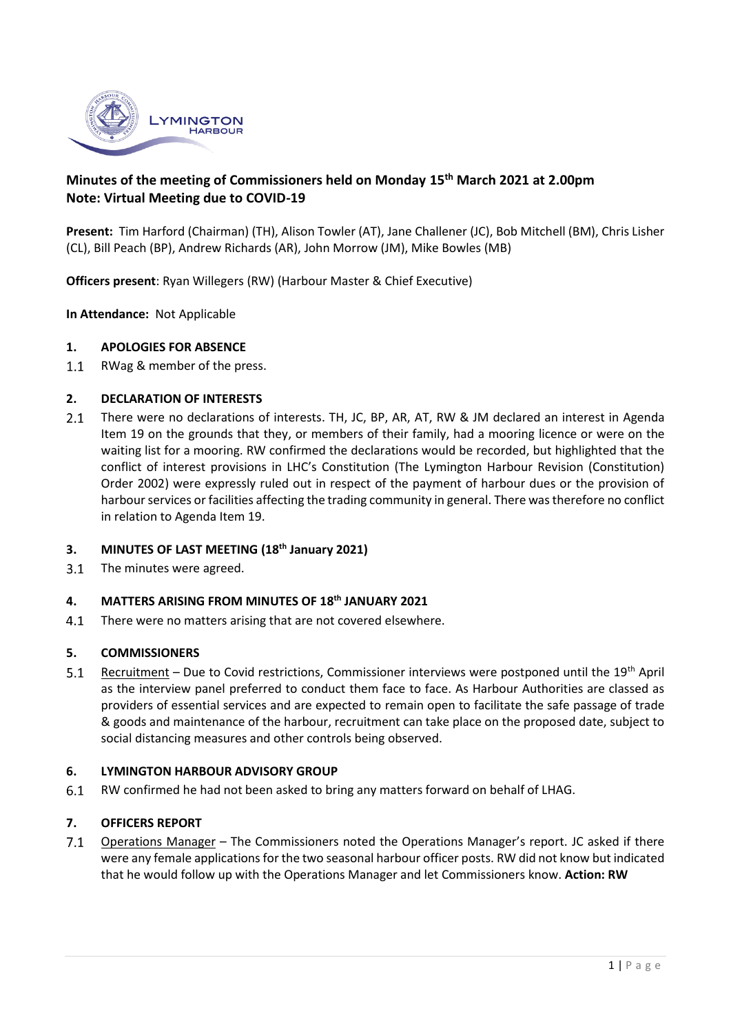## Minutes of the meeting of Commissioners held on Monday 15th March 2021 at 2.00pm
## Note: Virtual Meeting due to COVID-19

**Present:** Tim Harford (Chairman) (TH), Alison Towler (AT), Jane Challener (JC), Bob Mitchell (BM), Chris Lisher (CL), Bill Peach (BP), Andrew Richards (AR), John Morrow (JM), Mike Bowles (MB)

**Officers present**: Ryan Willegers (RW) (Harbour Master & Chief Executive)

**In Attendance:** Not Applicable

### 1. APOLOGIES FOR ABSENCE

1.1 RWag & member of the press.

### 2. DECLARATION OF INTERESTS

2.1 There were no declarations of interests. TH, JC, BP, AR, AT, RW & JM declared an interest in Agenda Item 19 on the grounds that they, or members of their family, had a mooring licence or were on the waiting list for a mooring. RW confirmed the declarations would be recorded, but highlighted that the conflict of interest provisions in LHC's Constitution (The Lymington Harbour Revision (Constitution) Order 2002) were expressly ruled out in respect of the payment of harbour dues or the provision of harbour services or facilities affecting the trading community in general. There was therefore no conflict in relation to Agenda Item 19.

### 3. MINUTES OF LAST MEETING (18th January 2021)

3.1 The minutes were agreed.

### 4. MATTERS ARISING FROM MINUTES OF 18th JANUARY 2021

4.1 There were no matters arising that are not covered elsewhere.

### 5. COMMISSIONERS

5.1 Recruitment – Due to Covid restrictions, Commissioner interviews were postponed until the 19th April as the interview panel preferred to conduct them face to face. As Harbour Authorities are classed as providers of essential services and are expected to remain open to facilitate the safe passage of trade & goods and maintenance of the harbour, recruitment can take place on the proposed date, subject to social distancing measures and other controls being observed.

### 6. LYMINGTON HARBOUR ADVISORY GROUP

6.1 RW confirmed he had not been asked to bring any matters forward on behalf of LHAG.

### 7. OFFICERS REPORT

7.1 Operations Manager – The Commissioners noted the Operations Manager's report. JC asked if there were any female applications for the two seasonal harbour officer posts. RW did not know but indicated that he would follow up with the Operations Manager and let Commissioners know. **Action: RW**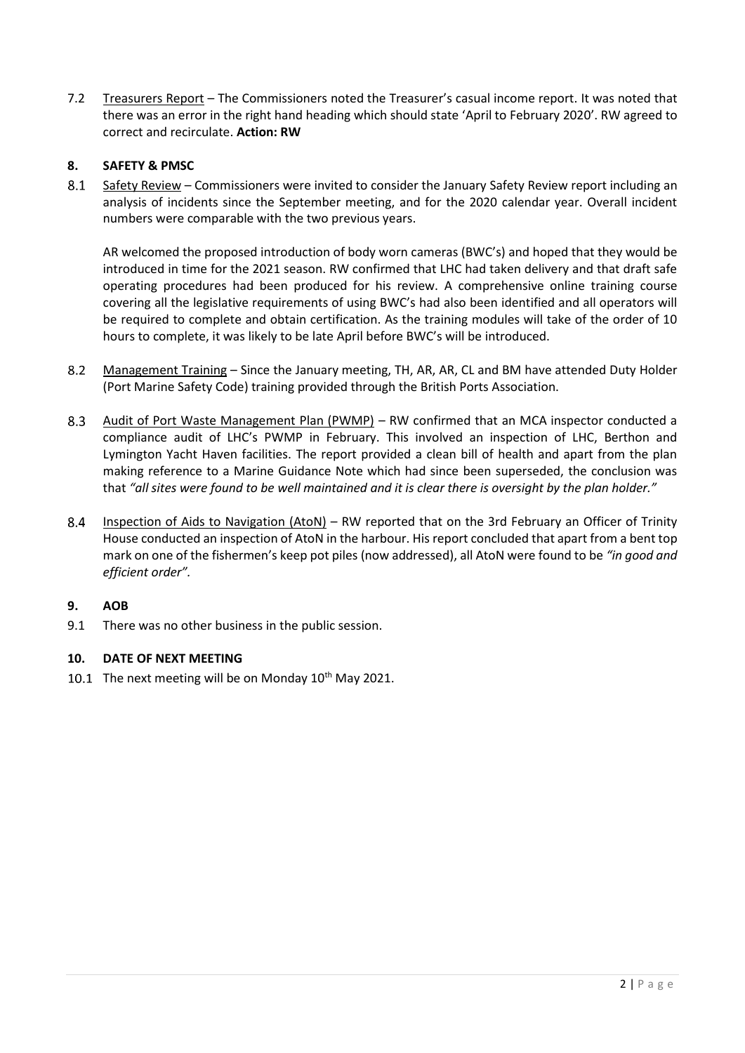7.2 <u>Treasurers Report</u> – The Commissioners noted the Treasurer's casual income report. It was noted that there was an error in the right hand heading which should state 'April to February 2020'. RW agreed to correct and recirculate. **Action: RW**

## 8. SAFETY & PMSC

8.1 <u>Safety Review</u> – Commissioners were invited to consider the January Safety Review report including an analysis of incidents since the September meeting, and for the 2020 calendar year. Overall incident numbers were comparable with the two previous years.

AR welcomed the proposed introduction of body worn cameras (BWC's) and hoped that they would be introduced in time for the 2021 season. RW confirmed that LHC had taken delivery and that draft safe operating procedures had been produced for his review. A comprehensive online training course covering all the legislative requirements of using BWC's had also been identified and all operators will be required to complete and obtain certification. As the training modules will take of the order of 10 hours to complete, it was likely to be late April before BWC's will be introduced.

8.2 <u>Management Training</u> – Since the January meeting, TH, AR, AR, CL and BM have attended Duty Holder (Port Marine Safety Code) training provided through the British Ports Association.

8.3 <u>Audit of Port Waste Management Plan (PWMP)</u> – RW confirmed that an MCA inspector conducted a compliance audit of LHC's PWMP in February. This involved an inspection of LHC, Berthon and Lymington Yacht Haven facilities. The report provided a clean bill of health and apart from the plan making reference to a Marine Guidance Note which had since been superseded, the conclusion was that *"all sites were found to be well maintained and it is clear there is oversight by the plan holder."*

8.4 <u>Inspection of Aids to Navigation (AtoN)</u> – RW reported that on the 3rd February an Officer of Trinity House conducted an inspection of AtoN in the harbour. His report concluded that apart from a bent top mark on one of the fishermen's keep pot piles (now addressed), all AtoN were found to be *"in good and efficient order".*

## 9. AOB

9.1 There was no other business in the public session.

## 10. DATE OF NEXT MEETING

10.1 The next meeting will be on Monday 10th May 2021.